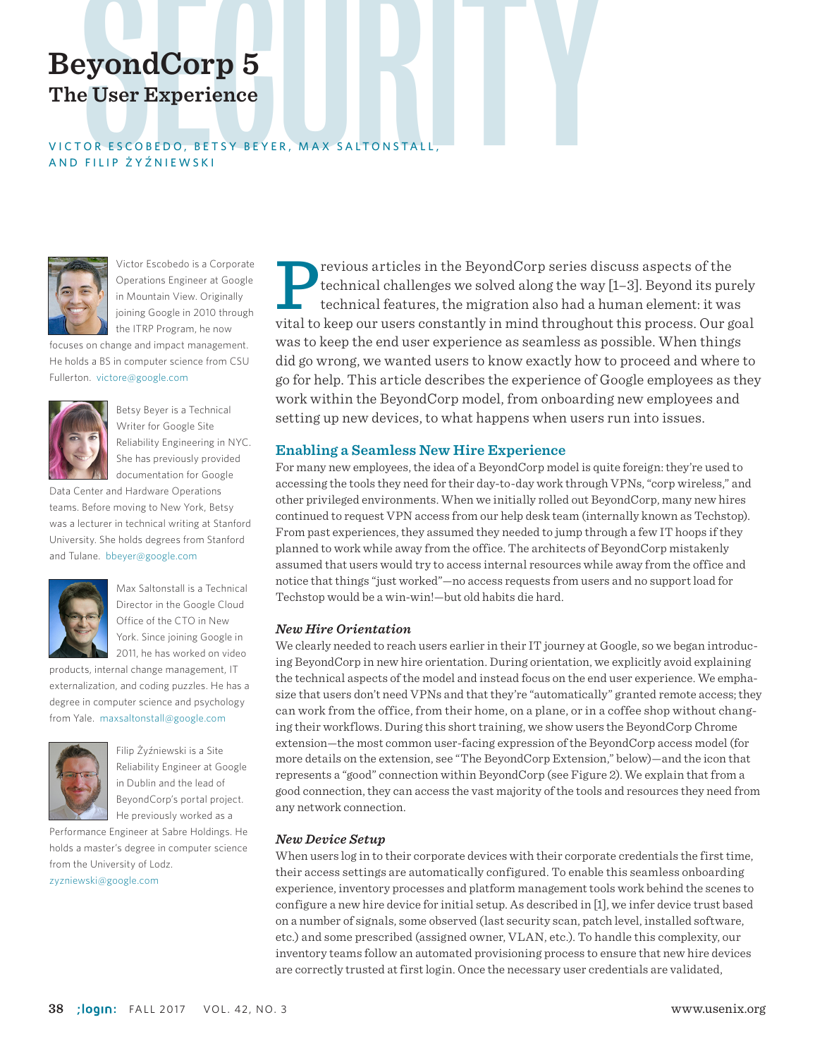# BeyondCorp 5

## The User Experience

VICTOR ESCOBEDO, BETSY BEYER, MAX SALTONSTALL, AND FILIP ŻYŹNIEWSKI

Victor Escobedo is a Corporate Operations Engineer at Google in Mountain View. Originally joining Google in 2010 through the ITRP Program, he now focuses on change and impact management. He holds a BS in computer science from CSU Fullerton. victore@google.com

Betsy Beyer is a Technical Writer for Google Site Reliability Engineering in NYC. She has previously provided documentation for Google Data Center and Hardware Operations teams. Before moving to New York, Betsy was a lecturer in technical writing at Stanford University. She holds degrees from Stanford and Tulane. bbeyer@google.com

Max Saltonstall is a Technical Director in the Google Cloud Office of the CTO in New York. Since joining Google in 2011, he has worked on video products, internal change management, IT externalization, and coding puzzles. He has a degree in computer science and psychology from Yale. maxsaltonstall@google.com

Filip Żyźniewski is a Site Reliability Engineer at Google in Dublin and the lead of BeyondCorp's portal project. He previously worked as a Performance Engineer at Sabre Holdings. He holds a master's degree in computer science from the University of Lodz. zyzniewski@google.com

Previous articles in the BeyondCorp series discuss aspects of the technical challenges we solved along the way [1–3]. Beyond its purely technical features, the migration also had a human element: it was vital to keep our users constantly in mind throughout this process. Our goal was to keep the end user experience as seamless as possible. When things did go wrong, we wanted users to know exactly how to proceed and where to go for help. This article describes the experience of Google employees as they work within the BeyondCorp model, from onboarding new employees and setting up new devices, to what happens when users run into issues.

### Enabling a Seamless New Hire Experience

For many new employees, the idea of a BeyondCorp model is quite foreign: they're used to accessing the tools they need for their day-to-day work through VPNs, "corp wireless," and other privileged environments. When we initially rolled out BeyondCorp, many new hires continued to request VPN access from our help desk team (internally known as Techstop). From past experiences, they assumed they needed to jump through a few IT hoops if they planned to work while away from the office. The architects of BeyondCorp mistakenly assumed that users would try to access internal resources while away from the office and notice that things "just worked"—no access requests from users and no support load for Techstop would be a win-win!—but old habits die hard.

#### *New Hire Orientation*

We clearly needed to reach users earlier in their IT journey at Google, so we began introducing BeyondCorp in new hire orientation. During orientation, we explicitly avoid explaining the technical aspects of the model and instead focus on the end user experience. We emphasize that users don't need VPNs and that they're "automatically" granted remote access; they can work from the office, from their home, on a plane, or in a coffee shop without changing their workflows. During this short training, we show users the BeyondCorp Chrome extension—the most common user-facing expression of the BeyondCorp access model (for more details on the extension, see "The BeyondCorp Extension," below)—and the icon that represents a "good" connection within BeyondCorp (see Figure 2). We explain that from a good connection, they can access the vast majority of the tools and resources they need from any network connection.

#### *New Device Setup*

When users log in to their corporate devices with their corporate credentials the first time, their access settings are automatically configured. To enable this seamless onboarding experience, inventory processes and platform management tools work behind the scenes to configure a new hire device for initial setup. As described in [1], we infer device trust based on a number of signals, some observed (last security scan, patch level, installed software, etc.) and some prescribed (assigned owner, VLAN, etc.). To handle this complexity, our inventory teams follow an automated provisioning process to ensure that new hire devices are correctly trusted at first login. Once the necessary user credentials are validated,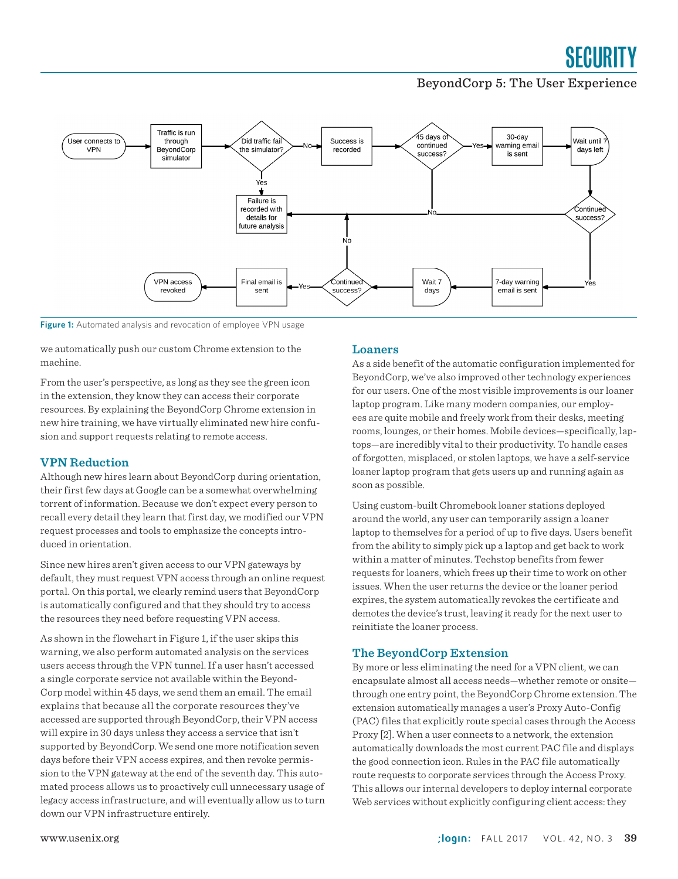Figure 1: Automated analysis and revocation of employee VPN usage

we automatically push our custom Chrome extension to the machine.

From the user's perspective, as long as they see the green icon in the extension, they know they can access their corporate resources. By explaining the BeyondCorp Chrome extension in new hire training, we have virtually eliminated new hire confusion and support requests relating to remote access.

### VPN Reduction

Although new hires learn about BeyondCorp during orientation, their first few days at Google can be a somewhat overwhelming torrent of information. Because we don't expect every person to recall every detail they learn that first day, we modified our VPN request processes and tools to emphasize the concepts introduced in orientation.

Since new hires aren't given access to our VPN gateways by default, they must request VPN access through an online request portal. On this portal, we clearly remind users that BeyondCorp is automatically configured and that they should try to access the resources they need before requesting VPN access.

As shown in the flowchart in Figure 1, if the user skips this warning, we also perform automated analysis on the services users access through the VPN tunnel. If a user hasn't accessed a single corporate service not available within the BeyondCorp model within 45 days, we send them an email. The email explains that because all the corporate resources they've accessed are supported through BeyondCorp, their VPN access will expire in 30 days unless they access a service that isn't supported by BeyondCorp. We send one more notification seven days before their VPN access expires, and then revoke permission to the VPN gateway at the end of the seventh day. This automated process allows us to proactively cull unnecessary usage of legacy access infrastructure, and will eventually allow us to turn down our VPN infrastructure entirely.

### Loaners

As a side benefit of the automatic configuration implemented for BeyondCorp, we've also improved other technology experiences for our users. One of the most visible improvements is our loaner laptop program. Like many modern companies, our employees are quite mobile and freely work from their desks, meeting rooms, lounges, or their homes. Mobile devices—specifically, laptops—are incredibly vital to their productivity. To handle cases of forgotten, misplaced, or stolen laptops, we have a self-service loaner laptop program that gets users up and running again as soon as possible.

Using custom-built Chromebook loaner stations deployed around the world, any user can temporarily assign a loaner laptop to themselves for a period of up to five days. Users benefit from the ability to simply pick up a laptop and get back to work within a matter of minutes. Techstop benefits from fewer requests for loaners, which frees up their time to work on other issues. When the user returns the device or the loaner period expires, the system automatically revokes the certificate and demotes the device's trust, leaving it ready for the next user to reinitiate the loaner process.

### The BeyondCorp Extension

By more or less eliminating the need for a VPN client, we can encapsulate almost all access needs—whether remote or onsite—through one entry point, the BeyondCorp Chrome extension. The extension automatically manages a user's Proxy Auto-Config (PAC) files that explicitly route special cases through the Access Proxy [2]. When a user connects to a network, the extension automatically downloads the most current PAC file and displays the good connection icon. Rules in the PAC file automatically route requests to corporate services through the Access Proxy. This allows our internal developers to deploy internal corporate Web services without explicitly configuring client access: they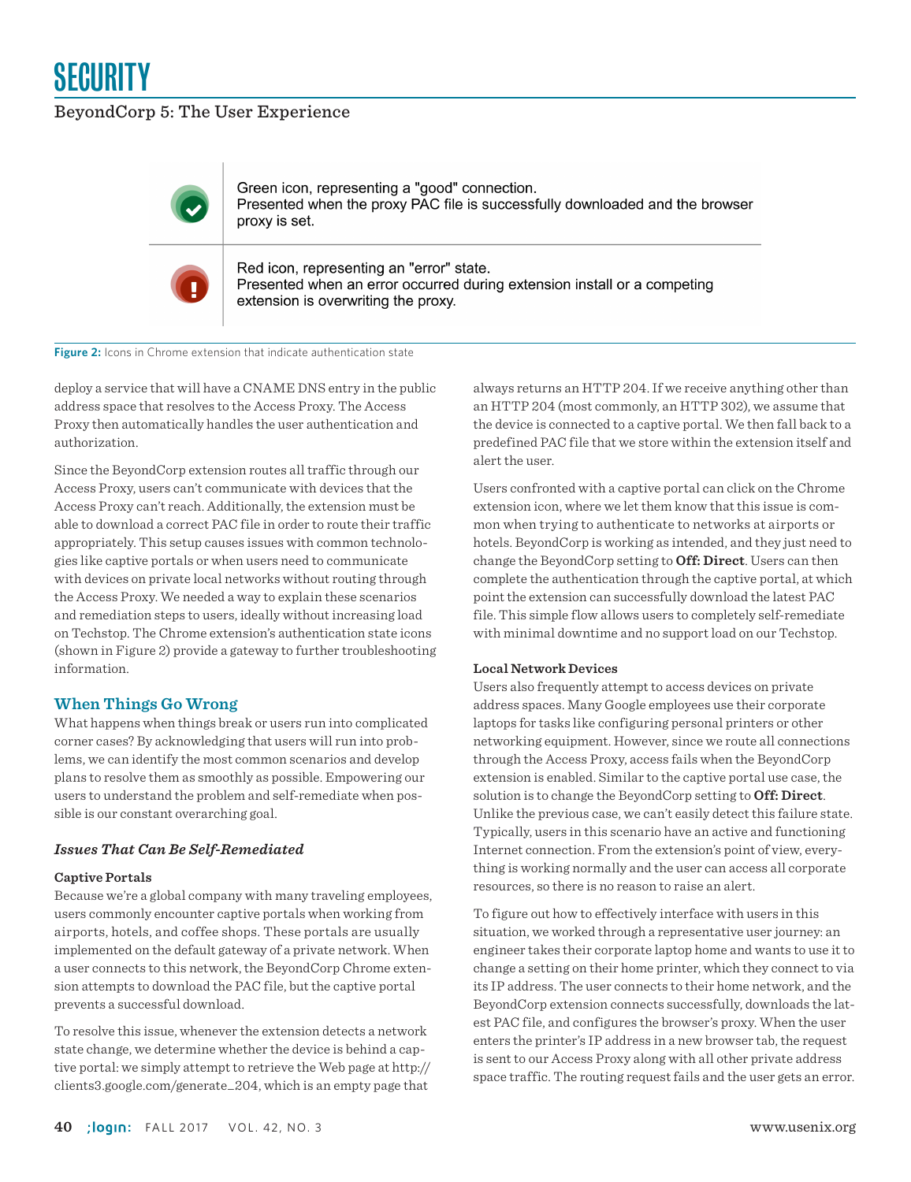| | |
|---|---|
| (green check icon) | Green icon, representing a "good" connection. Presented when the proxy PAC file is successfully downloaded and the browser proxy is set. |
| (red exclamation icon) | Red icon, representing an "error" state. Presented when an error occurred during extension install or a competing extension is overwriting the proxy. |

**Figure 2:** Icons in Chrome extension that indicate authentication state

deploy a service that will have a CNAME DNS entry in the public address space that resolves to the Access Proxy. The Access Proxy then automatically handles the user authentication and authorization.

Since the BeyondCorp extension routes all traffic through our Access Proxy, users can't communicate with devices that the Access Proxy can't reach. Additionally, the extension must be able to download a correct PAC file in order to route their traffic appropriately. This setup causes issues with common technologies like captive portals or when users need to communicate with devices on private local networks without routing through the Access Proxy. We needed a way to explain these scenarios and remediation steps to users, ideally without increasing load on Techstop. The Chrome extension's authentication state icons (shown in Figure 2) provide a gateway to further troubleshooting information.

## When Things Go Wrong

What happens when things break or users run into complicated corner cases? By acknowledging that users will run into problems, we can identify the most common scenarios and develop plans to resolve them as smoothly as possible. Empowering our users to understand the problem and self-remediate when possible is our constant overarching goal.

### *Issues That Can Be Self-Remediated*

#### Captive Portals

Because we're a global company with many traveling employees, users commonly encounter captive portals when working from airports, hotels, and coffee shops. These portals are usually implemented on the default gateway of a private network. When a user connects to this network, the BeyondCorp Chrome extension attempts to download the PAC file, but the captive portal prevents a successful download.

To resolve this issue, whenever the extension detects a network state change, we determine whether the device is behind a captive portal: we simply attempt to retrieve the Web page at http://clients3.google.com/generate_204, which is an empty page that always returns an HTTP 204. If we receive anything other than an HTTP 204 (most commonly, an HTTP 302), we assume that the device is connected to a captive portal. We then fall back to a predefined PAC file that we store within the extension itself and alert the user.

Users confronted with a captive portal can click on the Chrome extension icon, where we let them know that this issue is common when trying to authenticate to networks at airports or hotels. BeyondCorp is working as intended, and they just need to change the BeyondCorp setting to **Off: Direct**. Users can then complete the authentication through the captive portal, at which point the extension can successfully download the latest PAC file. This simple flow allows users to completely self-remediate with minimal downtime and no support load on our Techstop.

#### Local Network Devices

Users also frequently attempt to access devices on private address spaces. Many Google employees use their corporate laptops for tasks like configuring personal printers or other networking equipment. However, since we route all connections through the Access Proxy, access fails when the BeyondCorp extension is enabled. Similar to the captive portal use case, the solution is to change the BeyondCorp setting to **Off: Direct**. Unlike the previous case, we can't easily detect this failure state. Typically, users in this scenario have an active and functioning Internet connection. From the extension's point of view, everything is working normally and the user can access all corporate resources, so there is no reason to raise an alert.

To figure out how to effectively interface with users in this situation, we worked through a representative user journey: an engineer takes their corporate laptop home and wants to use it to change a setting on their home printer, which they connect to via its IP address. The user connects to their home network, and the BeyondCorp extension connects successfully, downloads the latest PAC file, and configures the browser's proxy. When the user enters the printer's IP address in a new browser tab, the request is sent to our Access Proxy along with all other private address space traffic. The routing request fails and the user gets an error.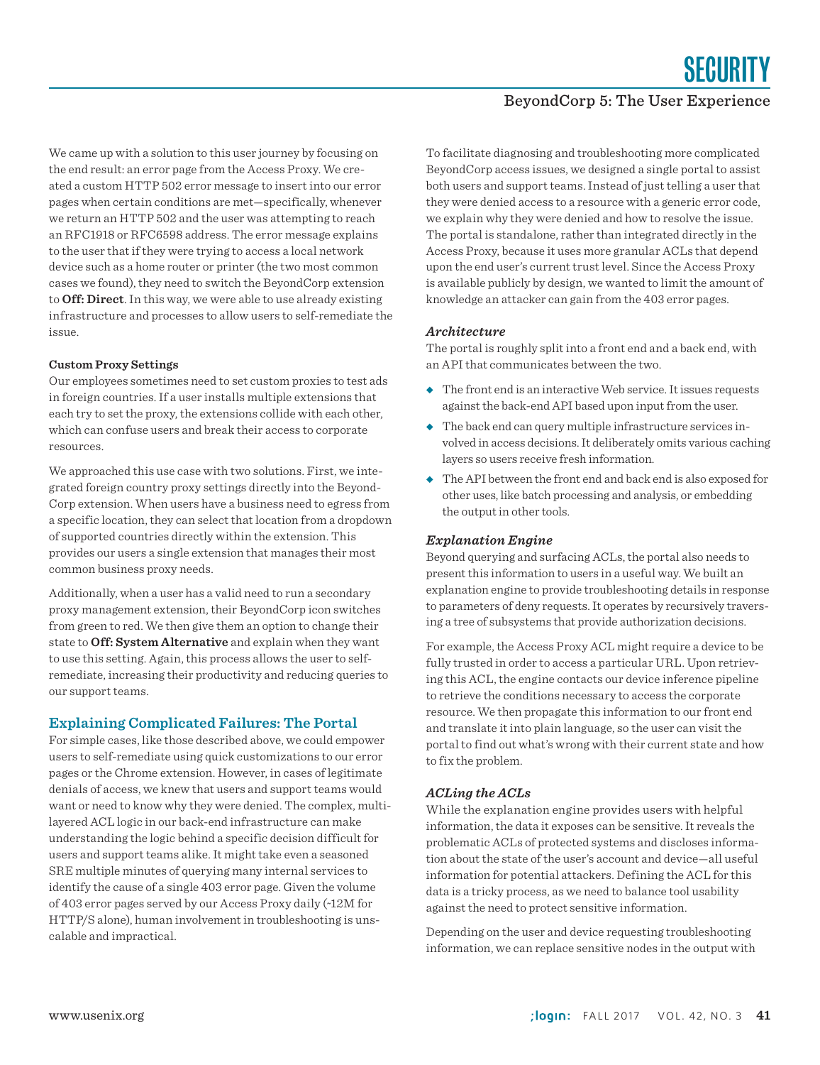We came up with a solution to this user journey by focusing on the end result: an error page from the Access Proxy. We created a custom HTTP 502 error message to insert into our error pages when certain conditions are met—specifically, whenever we return an HTTP 502 and the user was attempting to reach an RFC1918 or RFC6598 address. The error message explains to the user that if they were trying to access a local network device such as a home router or printer (the two most common cases we found), they need to switch the BeyondCorp extension to **Off: Direct**. In this way, we were able to use already existing infrastructure and processes to allow users to self-remediate the issue.

#### Custom Proxy Settings

Our employees sometimes need to set custom proxies to test ads in foreign countries. If a user installs multiple extensions that each try to set the proxy, the extensions collide with each other, which can confuse users and break their access to corporate resources.

We approached this use case with two solutions. First, we integrated foreign country proxy settings directly into the BeyondCorp extension. When users have a business need to egress from a specific location, they can select that location from a dropdown of supported countries directly within the extension. This provides our users a single extension that manages their most common business proxy needs.

Additionally, when a user has a valid need to run a secondary proxy management extension, their BeyondCorp icon switches from green to red. We then give them an option to change their state to **Off: System Alternative** and explain when they want to use this setting. Again, this process allows the user to self-remediate, increasing their productivity and reducing queries to our support teams.

## Explaining Complicated Failures: The Portal

For simple cases, like those described above, we could empower users to self-remediate using quick customizations to our error pages or the Chrome extension. However, in cases of legitimate denials of access, we knew that users and support teams would want or need to know why they were denied. The complex, multi-layered ACL logic in our back-end infrastructure can make understanding the logic behind a specific decision difficult for users and support teams alike. It might take even a seasoned SRE multiple minutes of querying many internal services to identify the cause of a single 403 error page. Given the volume of 403 error pages served by our Access Proxy daily (~12M for HTTP/S alone), human involvement in troubleshooting is unscalable and impractical.

To facilitate diagnosing and troubleshooting more complicated BeyondCorp access issues, we designed a single portal to assist both users and support teams. Instead of just telling a user that they were denied access to a resource with a generic error code, we explain why they were denied and how to resolve the issue. The portal is standalone, rather than integrated directly in the Access Proxy, because it uses more granular ACLs that depend upon the end user's current trust level. Since the Access Proxy is available publicly by design, we wanted to limit the amount of knowledge an attacker can gain from the 403 error pages.

### *Architecture*

The portal is roughly split into a front end and a back end, with an API that communicates between the two.

- The front end is an interactive Web service. It issues requests against the back-end API based upon input from the user.
- The back end can query multiple infrastructure services involved in access decisions. It deliberately omits various caching layers so users receive fresh information.
- The API between the front end and back end is also exposed for other uses, like batch processing and analysis, or embedding the output in other tools.

### *Explanation Engine*

Beyond querying and surfacing ACLs, the portal also needs to present this information to users in a useful way. We built an explanation engine to provide troubleshooting details in response to parameters of deny requests. It operates by recursively traversing a tree of subsystems that provide authorization decisions.

For example, the Access Proxy ACL might require a device to be fully trusted in order to access a particular URL. Upon retrieving this ACL, the engine contacts our device inference pipeline to retrieve the conditions necessary to access the corporate resource. We then propagate this information to our front end and translate it into plain language, so the user can visit the portal to find out what's wrong with their current state and how to fix the problem.

### *ACLing the ACLs*

While the explanation engine provides users with helpful information, the data it exposes can be sensitive. It reveals the problematic ACLs of protected systems and discloses information about the state of the user's account and device—all useful information for potential attackers. Defining the ACL for this data is a tricky process, as we need to balance tool usability against the need to protect sensitive information.

Depending on the user and device requesting troubleshooting information, we can replace sensitive nodes in the output with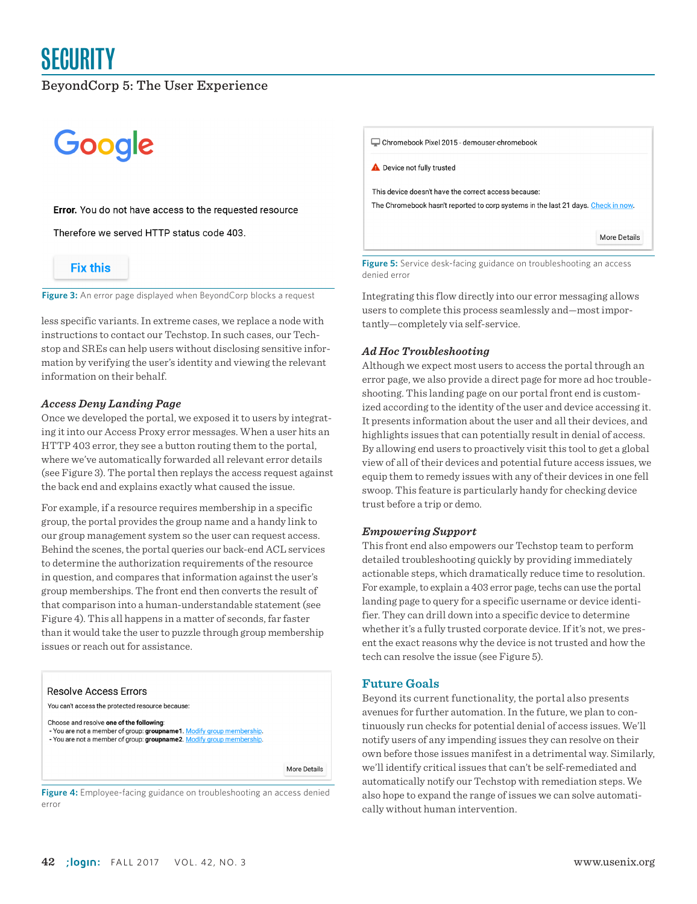Google

**Error.** You do not have access to the requested resource

Therefore we served HTTP status code 403.

Fix this

**Figure 3:** An error page displayed when BeyondCorp blocks a request

less specific variants. In extreme cases, we replace a node with instructions to contact our Techstop. In such cases, our Techstop and SREs can help users without disclosing sensitive information by verifying the user's identity and viewing the relevant information on their behalf.

### *Access Deny Landing Page*

Once we developed the portal, we exposed it to users by integrating it into our Access Proxy error messages. When a user hits an HTTP 403 error, they see a button routing them to the portal, where we've automatically forwarded all relevant error details (see Figure 3). The portal then replays the access request against the back end and explains exactly what caused the issue.

For example, if a resource requires membership in a specific group, the portal provides the group name and a handy link to our group management system so the user can request access. Behind the scenes, the portal queries our back-end ACL services to determine the authorization requirements of the resource in question, and compares that information against the user's group memberships. The front end then converts the result of that comparison into a human-understandable statement (see Figure 4). This all happens in a matter of seconds, far faster than it would take the user to puzzle through group membership issues or reach out for assistance.

Resolve Access Errors

You can't access the protected resource because:

Choose and resolve **one of the following**:
- You are not a member of group: **groupname1**. Modify group membership.
- You are not a member of group: **groupname2**. Modify group membership.

More Details

**Figure 4:** Employee-facing guidance on troubleshooting an access denied error

Chromebook Pixel 2015 - demouser-chromebook

Device not fully trusted

This device doesn't have the correct access because:

The Chromebook hasn't reported to corp systems in the last 21 days. Check in now.

More Details

**Figure 5:** Service desk-facing guidance on troubleshooting an access denied error

Integrating this flow directly into our error messaging allows users to complete this process seamlessly and—most importantly—completely via self-service.

### *Ad Hoc Troubleshooting*

Although we expect most users to access the portal through an error page, we also provide a direct page for more ad hoc troubleshooting. This landing page on our portal front end is customized according to the identity of the user and device accessing it. It presents information about the user and all their devices, and highlights issues that can potentially result in denial of access. By allowing end users to proactively visit this tool to get a global view of all of their devices and potential future access issues, we equip them to remedy issues with any of their devices in one fell swoop. This feature is particularly handy for checking device trust before a trip or demo.

### *Empowering Support*

This front end also empowers our Techstop team to perform detailed troubleshooting quickly by providing immediately actionable steps, which dramatically reduce time to resolution. For example, to explain a 403 error page, techs can use the portal landing page to query for a specific username or device identifier. They can drill down into a specific device to determine whether it's a fully trusted corporate device. If it's not, we present the exact reasons why the device is not trusted and how the tech can resolve the issue (see Figure 5).

## Future Goals

Beyond its current functionality, the portal also presents avenues for further automation. In the future, we plan to continuously run checks for potential denial of access issues. We'll notify users of any impending issues they can resolve on their own before those issues manifest in a detrimental way. Similarly, we'll identify critical issues that can't be self-remediated and automatically notify our Techstop with remediation steps. We also hope to expand the range of issues we can solve automatically without human intervention.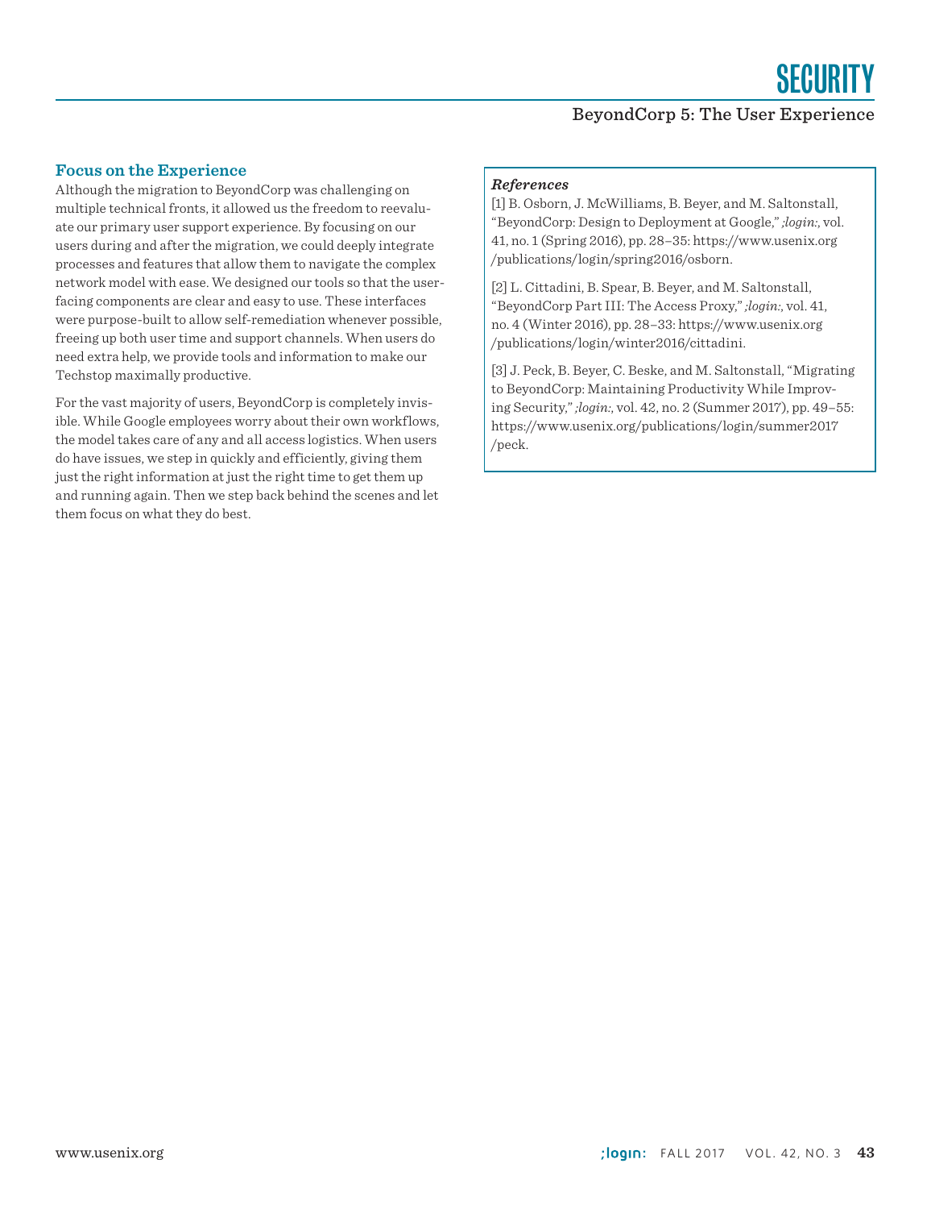### Focus on the Experience

Although the migration to BeyondCorp was challenging on multiple technical fronts, it allowed us the freedom to reevaluate our primary user support experience. By focusing on our users during and after the migration, we could deeply integrate processes and features that allow them to navigate the complex network model with ease. We designed our tools so that the user-facing components are clear and easy to use. These interfaces were purpose-built to allow self-remediation whenever possible, freeing up both user time and support channels. When users do need extra help, we provide tools and information to make our Techstop maximally productive.

For the vast majority of users, BeyondCorp is completely invisible. While Google employees worry about their own workflows, the model takes care of any and all access logistics. When users do have issues, we step in quickly and efficiently, giving them just the right information at just the right time to get them up and running again. Then we step back behind the scenes and let them focus on what they do best.

### *References*

[1] B. Osborn, J. McWilliams, B. Beyer, and M. Saltonstall, "BeyondCorp: Design to Deployment at Google," *;login:*, vol. 41, no. 1 (Spring 2016), pp. 28–35: https://www.usenix.org/publications/login/spring2016/osborn.

[2] L. Cittadini, B. Spear, B. Beyer, and M. Saltonstall, "BeyondCorp Part III: The Access Proxy," *;login:*, vol. 41, no. 4 (Winter 2016), pp. 28–33: https://www.usenix.org/publications/login/winter2016/cittadini.

[3] J. Peck, B. Beyer, C. Beske, and M. Saltonstall, "Migrating to BeyondCorp: Maintaining Productivity While Improving Security," *;login:*, vol. 42, no. 2 (Summer 2017), pp. 49–55: https://www.usenix.org/publications/login/summer2017/peck.